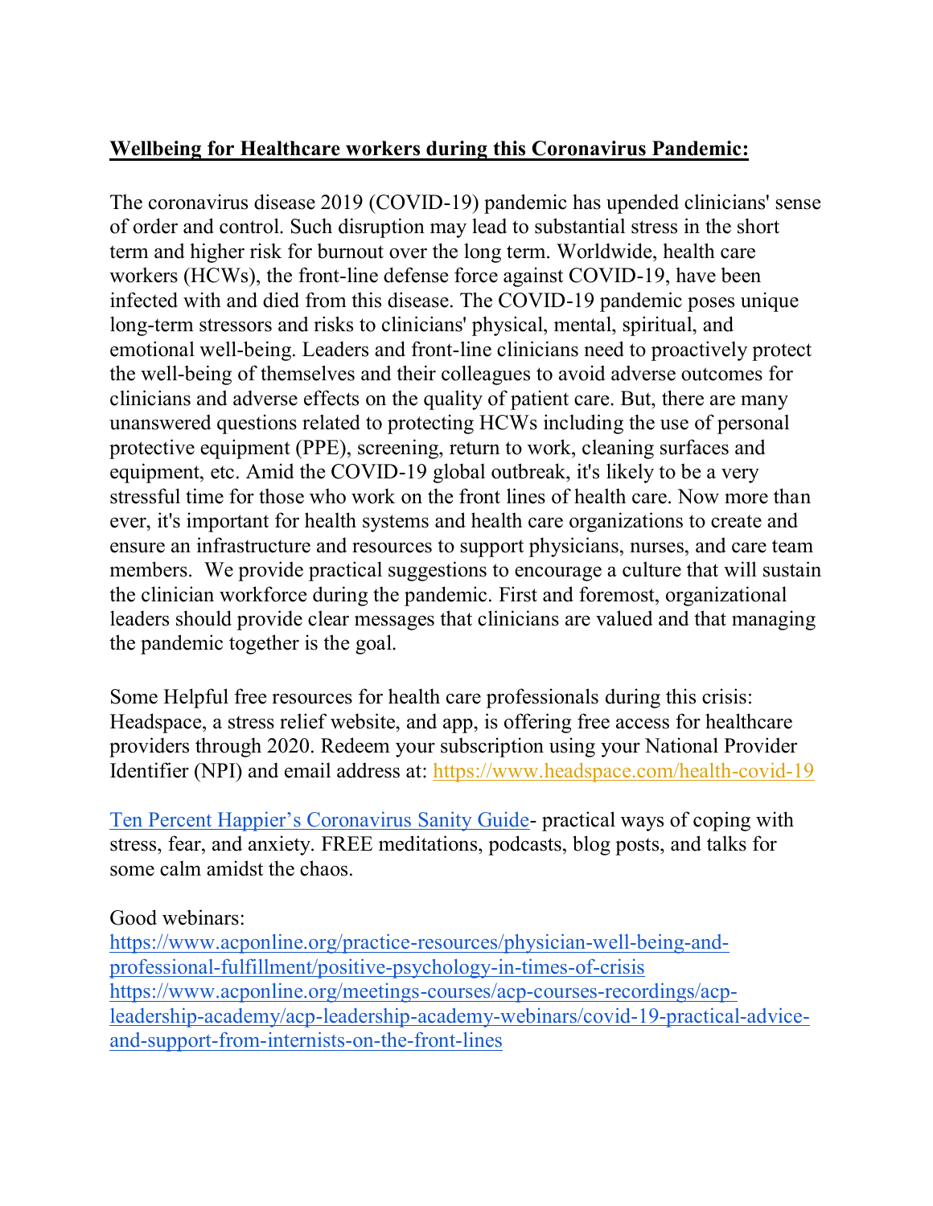**Wellbeing for Healthcare workers during this Coronavirus Pandemic:**

The coronavirus disease 2019 (COVID-19) pandemic has upended clinicians' sense of order and control. Such disruption may lead to substantial stress in the short term and higher risk for burnout over the long term. Worldwide, health care workers (HCWs), the front-line defense force against COVID-19, have been infected with and died from this disease. The COVID-19 pandemic poses unique long-term stressors and risks to clinicians' physical, mental, spiritual, and emotional well-being. Leaders and front-line clinicians need to proactively protect the well-being of themselves and their colleagues to avoid adverse outcomes for clinicians and adverse effects on the quality of patient care. But, there are many unanswered questions related to protecting HCWs including the use of personal protective equipment (PPE), screening, return to work, cleaning surfaces and equipment, etc. Amid the COVID-19 global outbreak, it's likely to be a very stressful time for those who work on the front lines of health care. Now more than ever, it's important for health systems and health care organizations to create and ensure an infrastructure and resources to support physicians, nurses, and care team members. We provide practical suggestions to encourage a culture that will sustain the clinician workforce during the pandemic. First and foremost, organizational leaders should provide clear messages that clinicians are valued and that managing the pandemic together is the goal.

Some Helpful free resources for health care professionals during this crisis:
Headspace, a stress relief website, and app, is offering free access for healthcare providers through 2020. Redeem your subscription using your National Provider Identifier (NPI) and email address at: https://www.headspace.com/health-covid-19

Ten Percent Happier's Coronavirus Sanity Guide- practical ways of coping with stress, fear, and anxiety. FREE meditations, podcasts, blog posts, and talks for some calm amidst the chaos.

Good webinars:
https://www.acponline.org/practice-resources/physician-well-being-and-professional-fulfillment/positive-psychology-in-times-of-crisis
https://www.acponline.org/meetings-courses/acp-courses-recordings/acp-leadership-academy/acp-leadership-academy-webinars/covid-19-practical-advice-and-support-from-internists-on-the-front-lines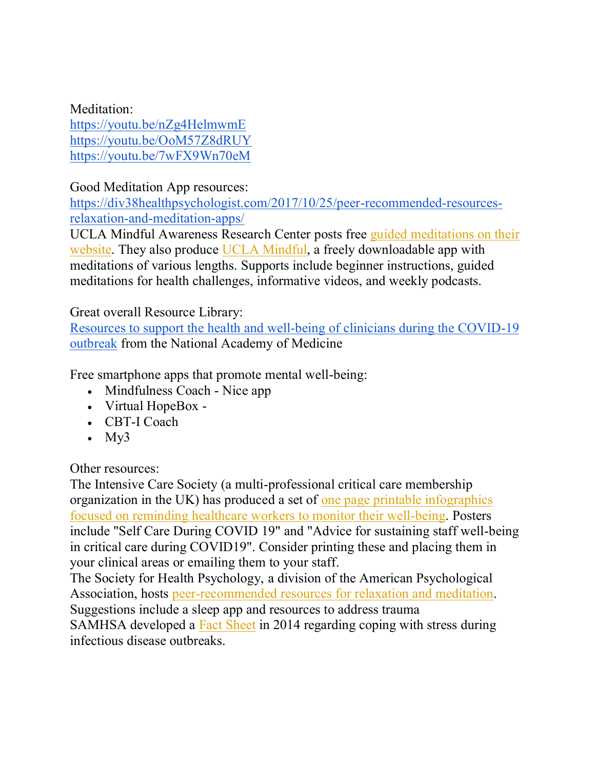Meditation:
https://youtu.be/nZg4HelmwmE
https://youtu.be/OoM57Z8dRUY
https://youtu.be/7wFX9Wn70eM

Good Meditation App resources:
https://div38healthpsychologist.com/2017/10/25/peer-recommended-resources-relaxation-and-meditation-apps/
UCLA Mindful Awareness Research Center posts free guided meditations on their website. They also produce UCLA Mindful, a freely downloadable app with meditations of various lengths. Supports include beginner instructions, guided meditations for health challenges, informative videos, and weekly podcasts.

Great overall Resource Library:
Resources to support the health and well-being of clinicians during the COVID-19 outbreak from the National Academy of Medicine

Free smartphone apps that promote mental well-being:

- Mindfulness Coach - Nice app
- Virtual HopeBox -
- CBT-I Coach
- My3

Other resources:
The Intensive Care Society (a multi-professional critical care membership organization in the UK) has produced a set of one page printable infographics focused on reminding healthcare workers to monitor their well-being. Posters include "Self Care During COVID 19" and "Advice for sustaining staff well-being in critical care during COVID19". Consider printing these and placing them in your clinical areas or emailing them to your staff.
The Society for Health Psychology, a division of the American Psychological Association, hosts peer-recommended resources for relaxation and meditation. Suggestions include a sleep app and resources to address trauma
SAMHSA developed a Fact Sheet in 2014 regarding coping with stress during infectious disease outbreaks.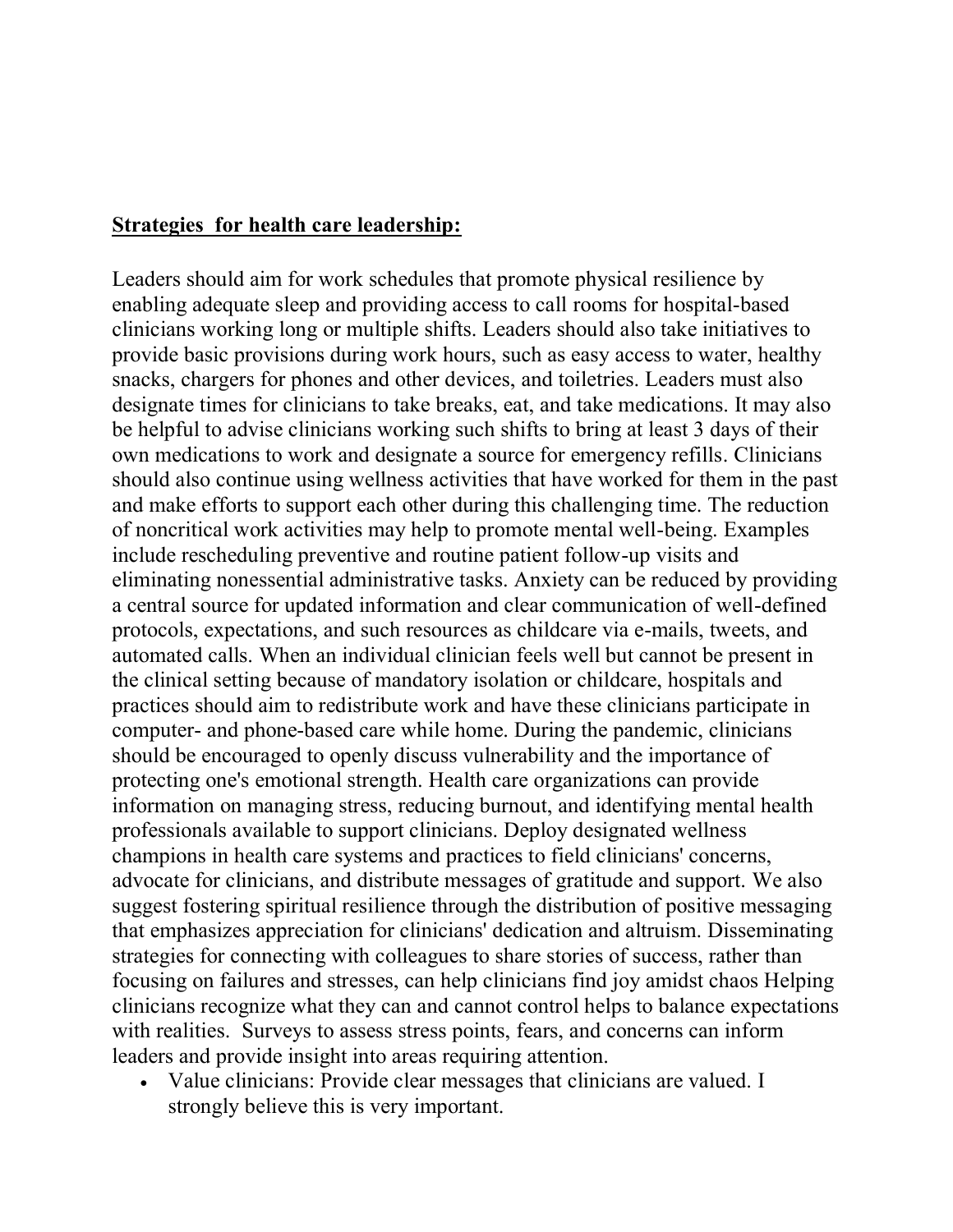**Strategies for health care leadership:**

Leaders should aim for work schedules that promote physical resilience by enabling adequate sleep and providing access to call rooms for hospital-based clinicians working long or multiple shifts. Leaders should also take initiatives to provide basic provisions during work hours, such as easy access to water, healthy snacks, chargers for phones and other devices, and toiletries. Leaders must also designate times for clinicians to take breaks, eat, and take medications. It may also be helpful to advise clinicians working such shifts to bring at least 3 days of their own medications to work and designate a source for emergency refills. Clinicians should also continue using wellness activities that have worked for them in the past and make efforts to support each other during this challenging time. The reduction of noncritical work activities may help to promote mental well-being. Examples include rescheduling preventive and routine patient follow-up visits and eliminating nonessential administrative tasks. Anxiety can be reduced by providing a central source for updated information and clear communication of well-defined protocols, expectations, and such resources as childcare via e-mails, tweets, and automated calls. When an individual clinician feels well but cannot be present in the clinical setting because of mandatory isolation or childcare, hospitals and practices should aim to redistribute work and have these clinicians participate in computer- and phone-based care while home. During the pandemic, clinicians should be encouraged to openly discuss vulnerability and the importance of protecting one's emotional strength. Health care organizations can provide information on managing stress, reducing burnout, and identifying mental health professionals available to support clinicians. Deploy designated wellness champions in health care systems and practices to field clinicians' concerns, advocate for clinicians, and distribute messages of gratitude and support. We also suggest fostering spiritual resilience through the distribution of positive messaging that emphasizes appreciation for clinicians' dedication and altruism. Disseminating strategies for connecting with colleagues to share stories of success, rather than focusing on failures and stresses, can help clinicians find joy amidst chaos Helping clinicians recognize what they can and cannot control helps to balance expectations with realities. Surveys to assess stress points, fears, and concerns can inform leaders and provide insight into areas requiring attention.

- Value clinicians: Provide clear messages that clinicians are valued. I strongly believe this is very important.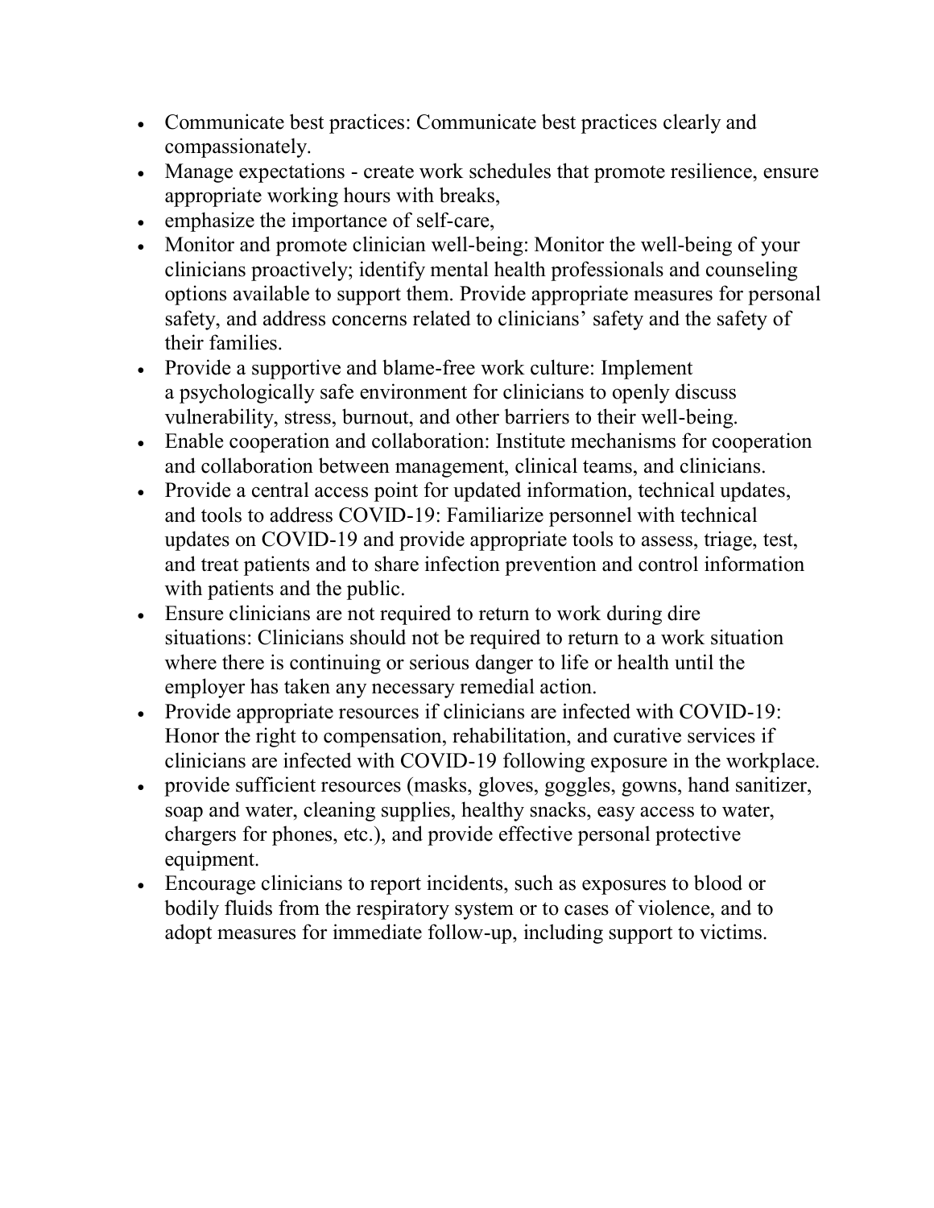- Communicate best practices: Communicate best practices clearly and compassionately.
- Manage expectations - create work schedules that promote resilience, ensure appropriate working hours with breaks,
- emphasize the importance of self-care,
- Monitor and promote clinician well-being: Monitor the well-being of your clinicians proactively; identify mental health professionals and counseling options available to support them. Provide appropriate measures for personal safety, and address concerns related to clinicians' safety and the safety of their families.
- Provide a supportive and blame-free work culture: Implement a psychologically safe environment for clinicians to openly discuss vulnerability, stress, burnout, and other barriers to their well-being.
- Enable cooperation and collaboration: Institute mechanisms for cooperation and collaboration between management, clinical teams, and clinicians.
- Provide a central access point for updated information, technical updates, and tools to address COVID-19: Familiarize personnel with technical updates on COVID-19 and provide appropriate tools to assess, triage, test, and treat patients and to share infection prevention and control information with patients and the public.
- Ensure clinicians are not required to return to work during dire situations: Clinicians should not be required to return to a work situation where there is continuing or serious danger to life or health until the employer has taken any necessary remedial action.
- Provide appropriate resources if clinicians are infected with COVID-19: Honor the right to compensation, rehabilitation, and curative services if clinicians are infected with COVID-19 following exposure in the workplace.
- provide sufficient resources (masks, gloves, goggles, gowns, hand sanitizer, soap and water, cleaning supplies, healthy snacks, easy access to water, chargers for phones, etc.), and provide effective personal protective equipment.
- Encourage clinicians to report incidents, such as exposures to blood or bodily fluids from the respiratory system or to cases of violence, and to adopt measures for immediate follow-up, including support to victims.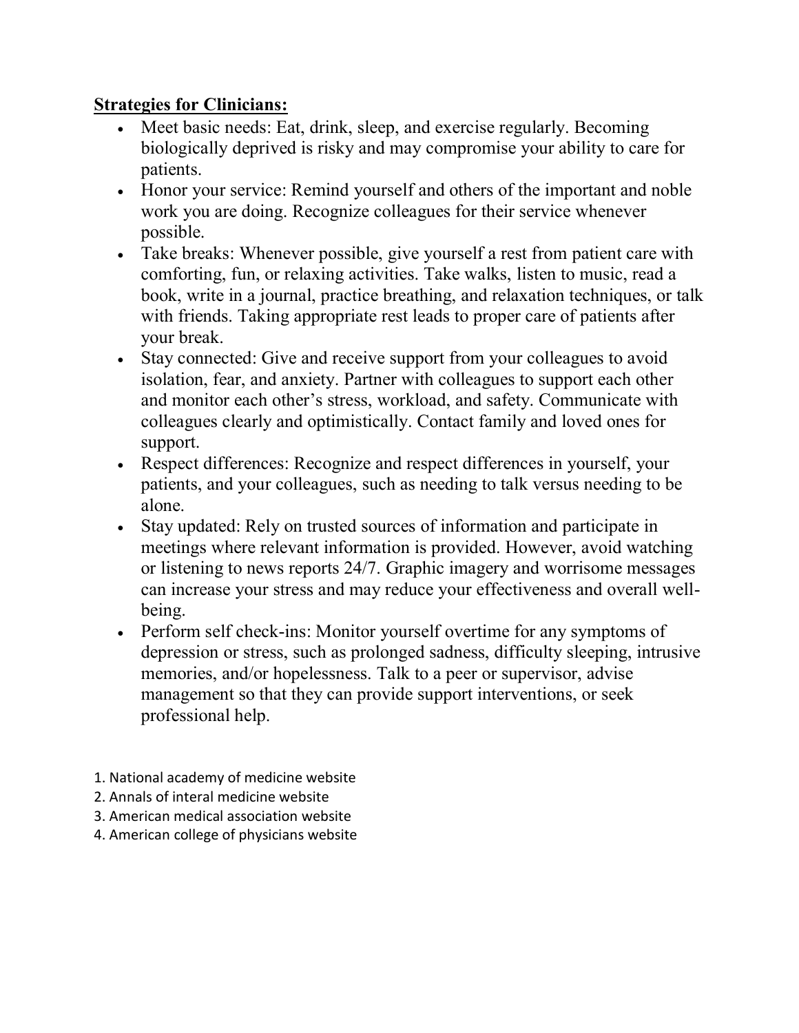**Strategies for Clinicians:**

- Meet basic needs: Eat, drink, sleep, and exercise regularly. Becoming biologically deprived is risky and may compromise your ability to care for patients.
- Honor your service: Remind yourself and others of the important and noble work you are doing. Recognize colleagues for their service whenever possible.
- Take breaks: Whenever possible, give yourself a rest from patient care with comforting, fun, or relaxing activities. Take walks, listen to music, read a book, write in a journal, practice breathing, and relaxation techniques, or talk with friends. Taking appropriate rest leads to proper care of patients after your break.
- Stay connected: Give and receive support from your colleagues to avoid isolation, fear, and anxiety. Partner with colleagues to support each other and monitor each other's stress, workload, and safety. Communicate with colleagues clearly and optimistically. Contact family and loved ones for support.
- Respect differences: Recognize and respect differences in yourself, your patients, and your colleagues, such as needing to talk versus needing to be alone.
- Stay updated: Rely on trusted sources of information and participate in meetings where relevant information is provided. However, avoid watching or listening to news reports 24/7. Graphic imagery and worrisome messages can increase your stress and may reduce your effectiveness and overall well-being.
- Perform self check-ins: Monitor yourself overtime for any symptoms of depression or stress, such as prolonged sadness, difficulty sleeping, intrusive memories, and/or hopelessness. Talk to a peer or supervisor, advise management so that they can provide support interventions, or seek professional help.

1. National academy of medicine website
2. Annals of interal medicine website
3. American medical association website
4. American college of physicians website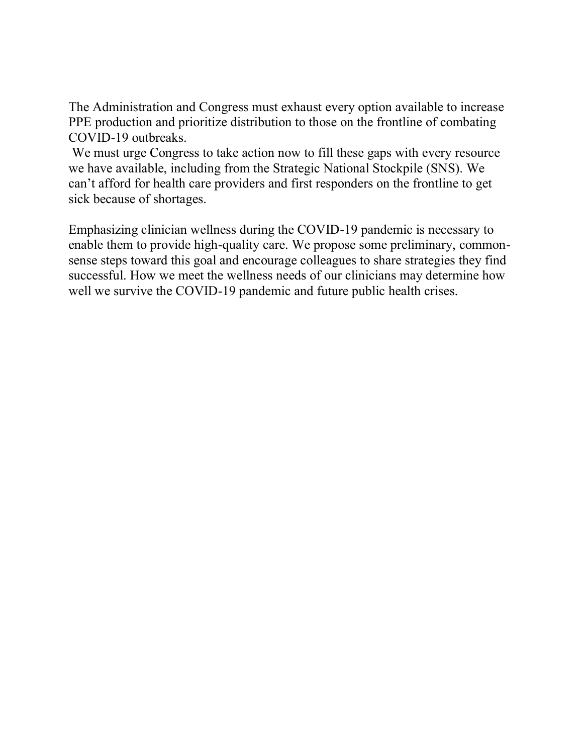The Administration and Congress must exhaust every option available to increase PPE production and prioritize distribution to those on the frontline of combating COVID-19 outbreaks.

We must urge Congress to take action now to fill these gaps with every resource we have available, including from the Strategic National Stockpile (SNS). We can't afford for health care providers and first responders on the frontline to get sick because of shortages.

Emphasizing clinician wellness during the COVID-19 pandemic is necessary to enable them to provide high-quality care. We propose some preliminary, common-sense steps toward this goal and encourage colleagues to share strategies they find successful. How we meet the wellness needs of our clinicians may determine how well we survive the COVID-19 pandemic and future public health crises.